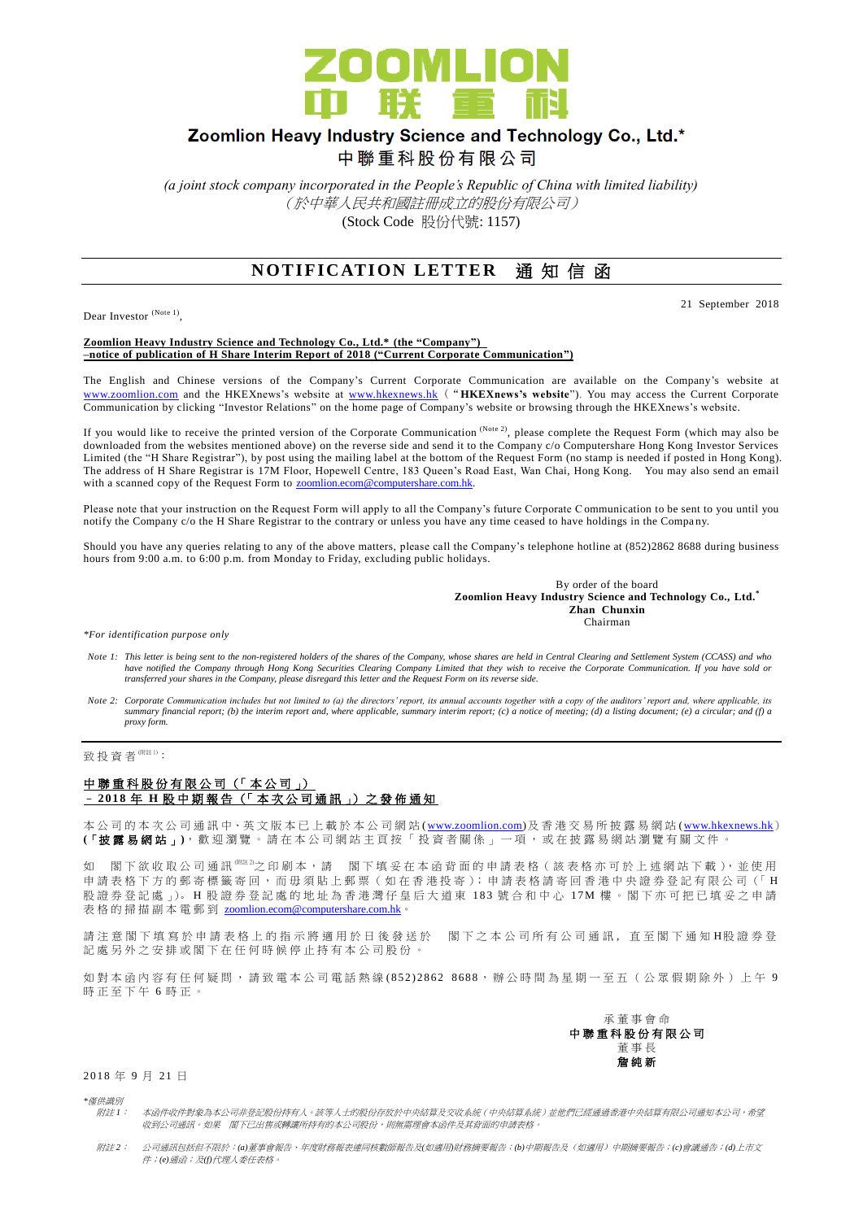# ZOOMLION 中联重科

## Zoomlion Heavy Industry Science and Technology Co., Ltd.*

## 中聯重科股份有限公司

*(a joint stock company incorporated in the People's Republic of China with limited liability)*

*（於中華人民共和國註冊成立的股份有限公司）*

(Stock Code 股份代號: 1157)

# NOTIFICATION LETTER 通知信函

21 September 2018

Dear Investor (Note 1),

**Zoomlion Heavy Industry Science and Technology Co., Ltd.* (the "Company") –notice of publication of H Share Interim Report of 2018 ("Current Corporate Communication")**

The English and Chinese versions of the Company's Current Corporate Communication are available on the Company's website at www.zoomlion.com and the HKEXnews's website at www.hkexnews.hk ("**HKEXnews's website**"). You may access the Current Corporate Communication by clicking "Investor Relations" on the home page of Company's website or browsing through the HKEXnews's website.

If you would like to receive the printed version of the Corporate Communication (Note 2), please complete the Request Form (which may also be downloaded from the websites mentioned above) on the reverse side and send it to the Company c/o Computershare Hong Kong Investor Services Limited (the "H Share Registrar"), by post using the mailing label at the bottom of the Request Form (no stamp is needed if posted in Hong Kong). The address of H Share Registrar is 17M Floor, Hopewell Centre, 183 Queen's Road East, Wan Chai, Hong Kong. You may also send an email with a scanned copy of the Request Form to zoomlion.ecom@computershare.com.hk.

Please note that your instruction on the Request Form will apply to all the Company's future Corporate Communication to be sent to you until you notify the Company c/o the H Share Registrar to the contrary or unless you have any time ceased to have holdings in the Company.

Should you have any queries relating to any of the above matters, please call the Company's telephone hotline at (852)2862 8688 during business hours from 9:00 a.m. to 6:00 p.m. from Monday to Friday, excluding public holidays.

By order of the board
**Zoomlion Heavy Industry Science and Technology Co., Ltd.***
**Zhan Chunxin**
Chairman

*\*For identification purpose only*

*Note 1: This letter is being sent to the non-registered holders of the shares of the Company, whose shares are held in Central Clearing and Settlement System (CCASS) and who have notified the Company through Hong Kong Securities Clearing Company Limited that they wish to receive the Corporate Communication. If you have sold or transferred your shares in the Company, please disregard this letter and the Request Form on its reverse side.*

*Note 2: Corporate Communication includes but not limited to (a) the directors' report, its annual accounts together with a copy of the auditors' report and, where applicable, its summary financial report; (b) the interim report and, where applicable, summary interim report; (c) a notice of meeting; (d) a listing document; (e) a circular; and (f) a proxy form.*

---

致投資者(附註1)：

**中聯重科股份有限公司（「本公司」）**
**–2018年H股中期報告（「本次公司通訊」）之發佈通知**

本公司的本次公司通訊中、英文版本已上載於本公司網站(www.zoomlion.com)及香港交易所披露易網站(www.hkexnews.hk)(**「披露易網站」**)，歡迎瀏覽。請在本公司網站主頁按「投資者關係」一項，或在披露易網站瀏覽有關文件。

如 閣下欲收取公司通訊(附註2)之印刷本，請 閣下填妥在本函背面的申請表格（該表格亦可於上述網站下載），並使用申請表格下方的郵寄標籤寄回，而毋須貼上郵票（如在香港投寄）；申請表格請寄回香港中央證券登記有限公司（「H股證券登記處」）。H股證券登記處的地址為香港灣仔皇后大道東183號合和中心17M樓。閣下亦可把已填妥之申請表格的掃描副本電郵到 zoomlion.ecom@computershare.com.hk。

請注意閣下填寫於申請表格上的指示將適用於日後發送於 閣下之本公司所有公司通訊，直至閣下通知H股證券登記處另外之安排或閣下在任何時候停止持有本公司股份。

如對本函內容有任何疑問，請致電本公司電話熱線(852)2862 8688，辦公時間為星期一至五（公眾假期除外）上午9時正至下午6時正。

承董事會命
**中聯重科股份有限公司**
董事長
**詹純新**

2018年9月21日

*\*僅供識別*

*附註1： 本函件收件對象為本公司非登記股份持有人。該等人士的股份存放於中央結算及交收系統（中央結算系統）並他們已經通過香港中央結算有限公司通知本公司，希望收到公司通訊。如果 閣下已出售或轉讓所持有的本公司股份，則無需理會本函件及其背面的申請表格。*

*附註2： 公司通訊包括但不限於：(a)董事會報告、年度財務報表連同核數師報告及(如適用)財務摘要報告；(b)中期報告及（如適用）中期摘要報告；(c)會議通告；(d)上市文件；(e)通函；及(f)代理人委任表格。*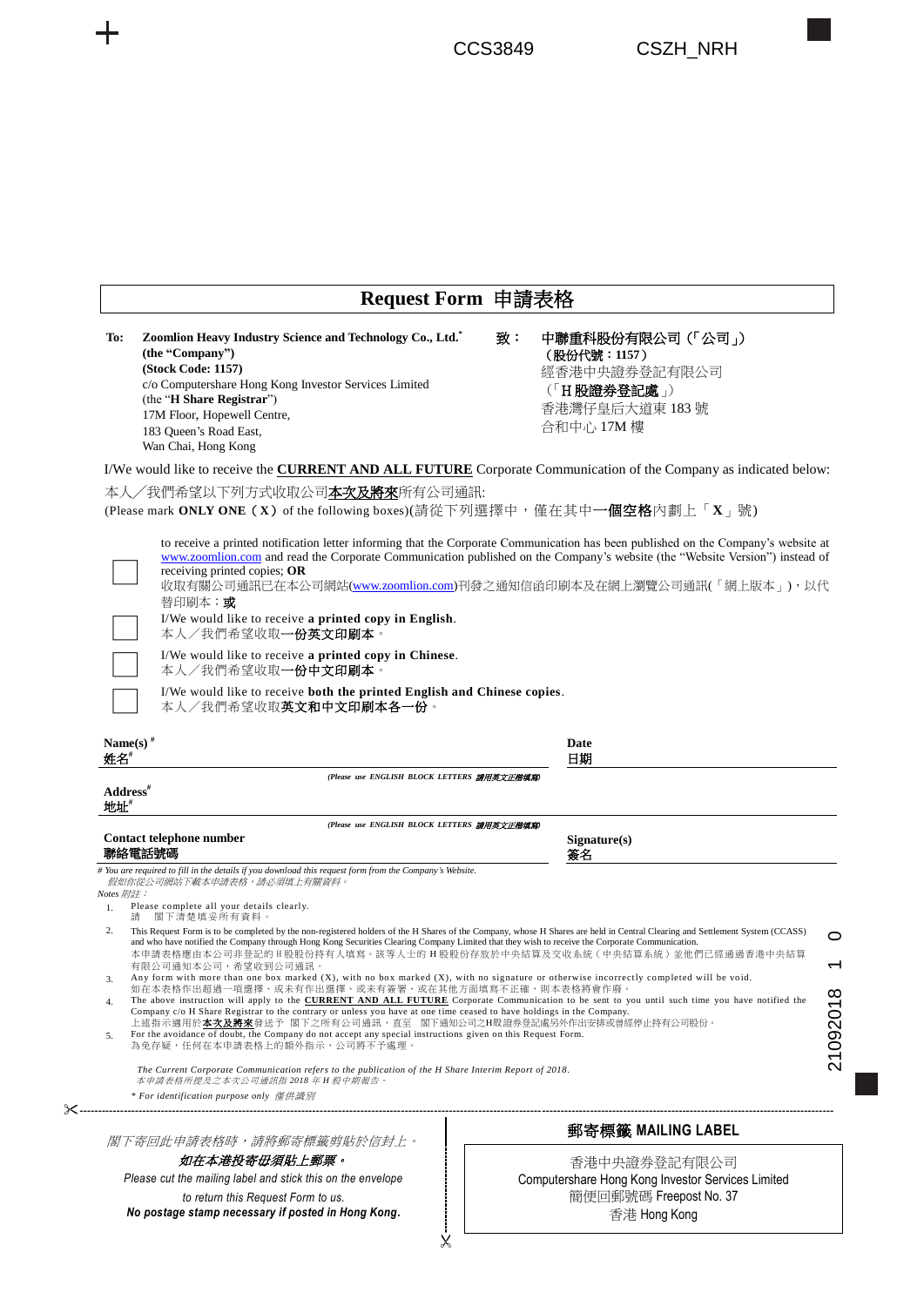# Request Form 申請表格

**To:** **Zoomlion Heavy Industry Science and Technology Co., Ltd.*** **(the "Company")** **(Stock Code: 1157)**
c/o Computershare Hong Kong Investor Services Limited
(the "**H Share Registrar**")
17M Floor, Hopewell Centre,
183 Queen's Road East,
Wan Chai, Hong Kong

**致：** **中聯重科股份有限公司（「公司」）** **（股份代號：1157）**
經香港中央證券登記有限公司
（「**H股證券登記處**」）
香港灣仔皇后大道東 183 號
合和中心 17M 樓

I/We would like to receive the **CURRENT AND ALL FUTURE** Corporate Communication of the Company as indicated below:
本人╱我們希望以下列方式收取公司**本次及將來**所有公司通訊:
(Please mark **ONLY ONE**（**X**）of the following boxes)(請從下列選擇中，僅在其中**一個空格**內劃上「**X**」號)

☐ to receive a printed notification letter informing that the Corporate Communication has been published on the Company's website at www.zoomlion.com and read the Corporate Communication published on the Company's website (the "Website Version") instead of receiving printed copies; **OR**
收取有關公司通訊已在本公司網站(www.zoomlion.com)刊發之通知信函印刷本及在網上瀏覽公司通訊(「網上版本」)，以代替印刷本；**或**

☐ I/We would like to receive **a printed copy in English**.
本人╱我們希望收取**一份英文印刷本**。

☐ I/We would like to receive **a printed copy in Chinese**.
本人╱我們希望收取**一份中文印刷本**。

☐ I/We would like to receive **both the printed English and Chinese copies**.
本人╱我們希望收取**英文和中文印刷本各一份**。

**Name(s)** [#]
**姓名**[#]

*(Please use ENGLISH BLOCK LETTERS 請用英文正楷填寫)*

**Date**
**日期**

**Address**[#]
**地址**[#]

*(Please use ENGLISH BLOCK LETTERS 請用英文正楷填寫)*

**Contact telephone number**
**聯絡電話號碼**

**Signature(s)**
**簽名**

*# You are required to fill in the details if you download this request form from the Company's Website.*
*假如你從公司網站下載本申請表格，請必須填上有關資料。*

*Notes 附註：*

1. Please complete all your details clearly.
請 閣下清楚填妥所有資料。
2. This Request Form is to be completed by the non-registered holders of the H Shares of the Company, whose H Shares are held in Central Clearing and Settlement System (CCASS) and who have notified the Company through Hong Kong Securities Clearing Company Limited that they wish to receive the Corporate Communication.
本申請表格應由本公司非登記的 H 股股份持有人填寫。該等人士的 H 股股份存放於中央結算及交收系統（中央結算系統）並他們已經通過香港中央結算有限公司通知本公司，希望收到公司通訊。
3. Any form with more than one box marked (X), with no box marked (X), with no signature or otherwise incorrectly completed will be void.
如在本表格作出超過一項選擇、或未有作出選擇、或未有簽署、或在其他方面填寫不正確，則本表格將會作廢。
4. The above instruction will apply to the **CURRENT AND ALL FUTURE** Corporate Communication to be sent to you until such time you have notified the Company c/o H Share Registrar to the contrary or unless you have at one time ceased to have holdings in the Company.
上述指示適用於**本次及將來**發送予 閣下之所有公司通訊，直至 閣下通知公司之H股證券登記處另外作出安排或曾經停止持有公司股份。
5. For the avoidance of doubt, the Company do not accept any special instructions given on this Request Form.
為免存疑，任何在本申請表格上的額外指示，公司將不予處理。

*The Current Corporate Communication refers to the publication of the H Share Interim Report of 2018.*
*本申請表格所提及之本次公司通訊指 2018 年 H 股中期報告。*

*\* For identification purpose only 僅供識別*

---

*閣下寄回此申請表格時，請將郵寄標籤剪貼於信封上。*
***如在本港投寄毋須貼上郵票。***
*Please cut the mailing label and stick this on the envelope to return this Request Form to us.*
***No postage stamp necessary if posted in Hong Kong.***

**郵寄標籤 MAILING LABEL**

香港中央證券登記有限公司
Computershare Hong Kong Investor Services Limited
簡便回郵號碼 Freepost No. 37
香港 Hong Kong